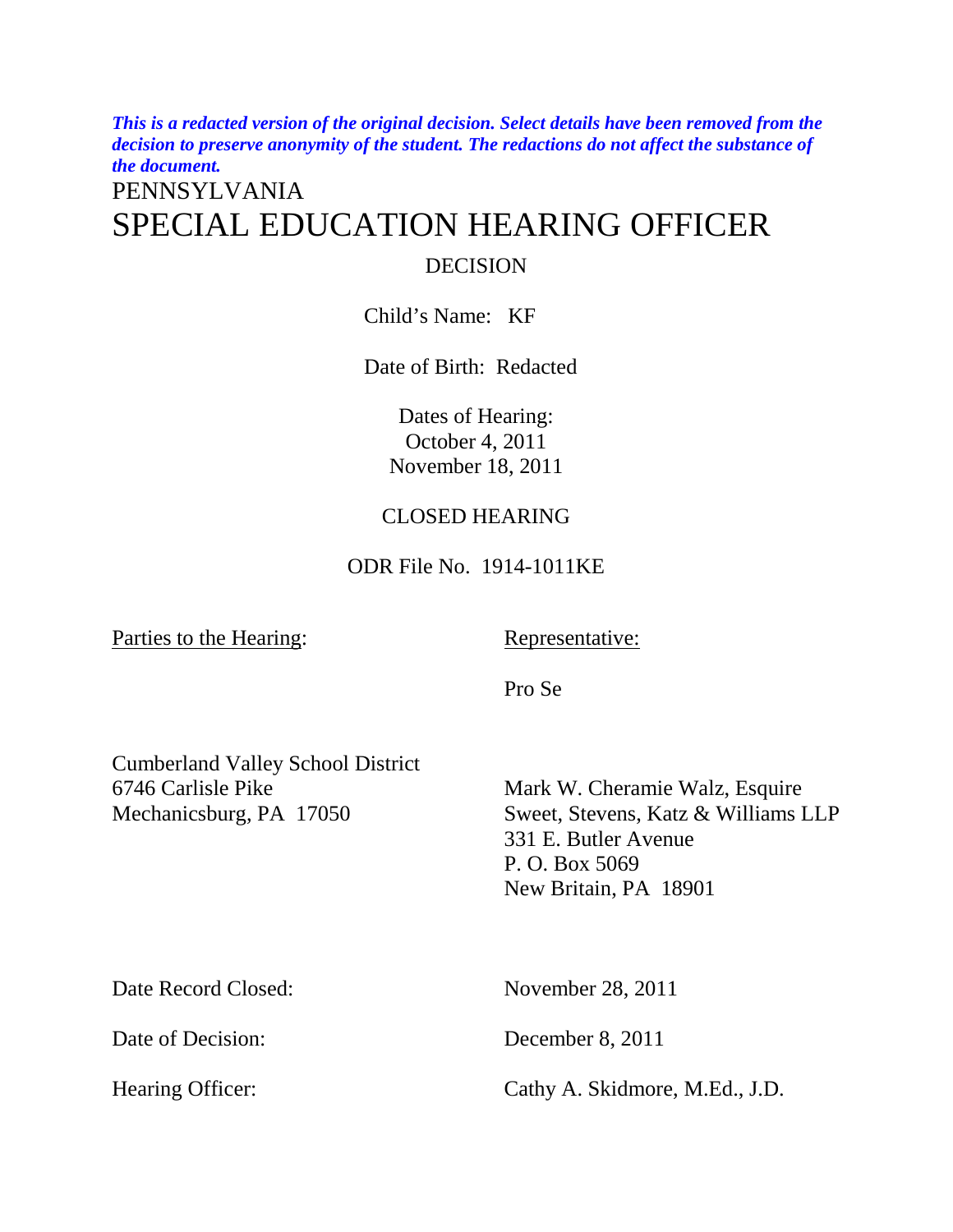***This is a redacted version of the original decision. Select details have been removed from the decision to preserve anonymity of the student. The redactions do not affect the substance of the document.***

# PENNSYLVANIA
# SPECIAL EDUCATION HEARING OFFICER

## DECISION

Child's Name: KF

Date of Birth: Redacted

Dates of Hearing:
October 4, 2011
November 18, 2011

CLOSED HEARING

ODR File No. 1914-1011KE

| Parties to the Hearing: | Representative: |
|---|---|
| | Pro Se |
| Cumberland Valley School District<br>6746 Carlisle Pike<br>Mechanicsburg, PA 17050 | Mark W. Cheramie Walz, Esquire<br>Sweet, Stevens, Katz & Williams LLP<br>331 E. Butler Avenue<br>P. O. Box 5069<br>New Britain, PA 18901 |

| | |
|---|---|
| Date Record Closed: | November 28, 2011 |
| Date of Decision: | December 8, 2011 |
| Hearing Officer: | Cathy A. Skidmore, M.Ed., J.D. |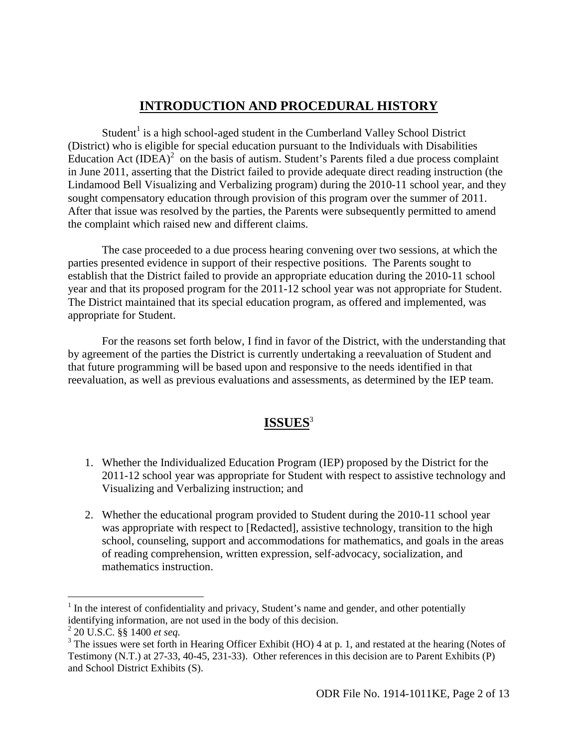## INTRODUCTION AND PROCEDURAL HISTORY

Student[1] is a high school-aged student in the Cumberland Valley School District (District) who is eligible for special education pursuant to the Individuals with Disabilities Education Act (IDEA)[2] on the basis of autism. Student's Parents filed a due process complaint in June 2011, asserting that the District failed to provide adequate direct reading instruction (the Lindamood Bell Visualizing and Verbalizing program) during the 2010-11 school year, and they sought compensatory education through provision of this program over the summer of 2011. After that issue was resolved by the parties, the Parents were subsequently permitted to amend the complaint which raised new and different claims.

The case proceeded to a due process hearing convening over two sessions, at which the parties presented evidence in support of their respective positions. The Parents sought to establish that the District failed to provide an appropriate education during the 2010-11 school year and that its proposed program for the 2011-12 school year was not appropriate for Student. The District maintained that its special education program, as offered and implemented, was appropriate for Student.

For the reasons set forth below, I find in favor of the District, with the understanding that by agreement of the parties the District is currently undertaking a reevaluation of Student and that future programming will be based upon and responsive to the needs identified in that reevaluation, as well as previous evaluations and assessments, as determined by the IEP team.

## ISSUES[3]

1. Whether the Individualized Education Program (IEP) proposed by the District for the 2011-12 school year was appropriate for Student with respect to assistive technology and Visualizing and Verbalizing instruction; and

2. Whether the educational program provided to Student during the 2010-11 school year was appropriate with respect to [Redacted], assistive technology, transition to the high school, counseling, support and accommodations for mathematics, and goals in the areas of reading comprehension, written expression, self-advocacy, socialization, and mathematics instruction.

---

[1] In the interest of confidentiality and privacy, Student's name and gender, and other potentially identifying information, are not used in the body of this decision.

[2] 20 U.S.C. §§ 1400 *et seq.*

[3] The issues were set forth in Hearing Officer Exhibit (HO) 4 at p. 1, and restated at the hearing (Notes of Testimony (N.T.) at 27-33, 40-45, 231-33). Other references in this decision are to Parent Exhibits (P) and School District Exhibits (S).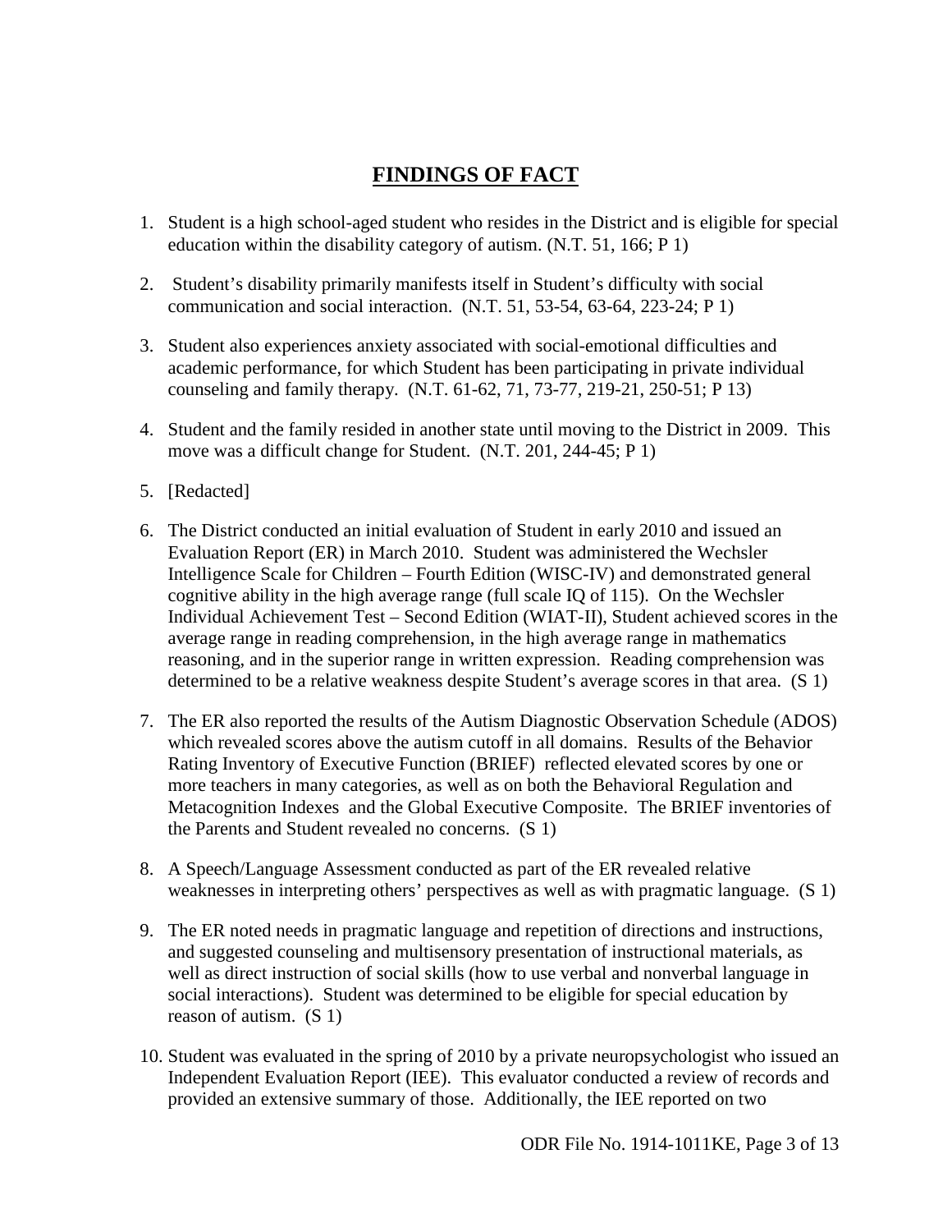# FINDINGS OF FACT

1. Student is a high school-aged student who resides in the District and is eligible for special education within the disability category of autism. (N.T. 51, 166; P 1)

2. Student's disability primarily manifests itself in Student's difficulty with social communication and social interaction. (N.T. 51, 53-54, 63-64, 223-24; P 1)

3. Student also experiences anxiety associated with social-emotional difficulties and academic performance, for which Student has been participating in private individual counseling and family therapy. (N.T. 61-62, 71, 73-77, 219-21, 250-51; P 13)

4. Student and the family resided in another state until moving to the District in 2009. This move was a difficult change for Student. (N.T. 201, 244-45; P 1)

5. [Redacted]

6. The District conducted an initial evaluation of Student in early 2010 and issued an Evaluation Report (ER) in March 2010. Student was administered the Wechsler Intelligence Scale for Children – Fourth Edition (WISC-IV) and demonstrated general cognitive ability in the high average range (full scale IQ of 115). On the Wechsler Individual Achievement Test – Second Edition (WIAT-II), Student achieved scores in the average range in reading comprehension, in the high average range in mathematics reasoning, and in the superior range in written expression. Reading comprehension was determined to be a relative weakness despite Student's average scores in that area. (S 1)

7. The ER also reported the results of the Autism Diagnostic Observation Schedule (ADOS) which revealed scores above the autism cutoff in all domains. Results of the Behavior Rating Inventory of Executive Function (BRIEF) reflected elevated scores by one or more teachers in many categories, as well as on both the Behavioral Regulation and Metacognition Indexes and the Global Executive Composite. The BRIEF inventories of the Parents and Student revealed no concerns. (S 1)

8. A Speech/Language Assessment conducted as part of the ER revealed relative weaknesses in interpreting others' perspectives as well as with pragmatic language. (S 1)

9. The ER noted needs in pragmatic language and repetition of directions and instructions, and suggested counseling and multisensory presentation of instructional materials, as well as direct instruction of social skills (how to use verbal and nonverbal language in social interactions). Student was determined to be eligible for special education by reason of autism. (S 1)

10. Student was evaluated in the spring of 2010 by a private neuropsychologist who issued an Independent Evaluation Report (IEE). This evaluator conducted a review of records and provided an extensive summary of those. Additionally, the IEE reported on two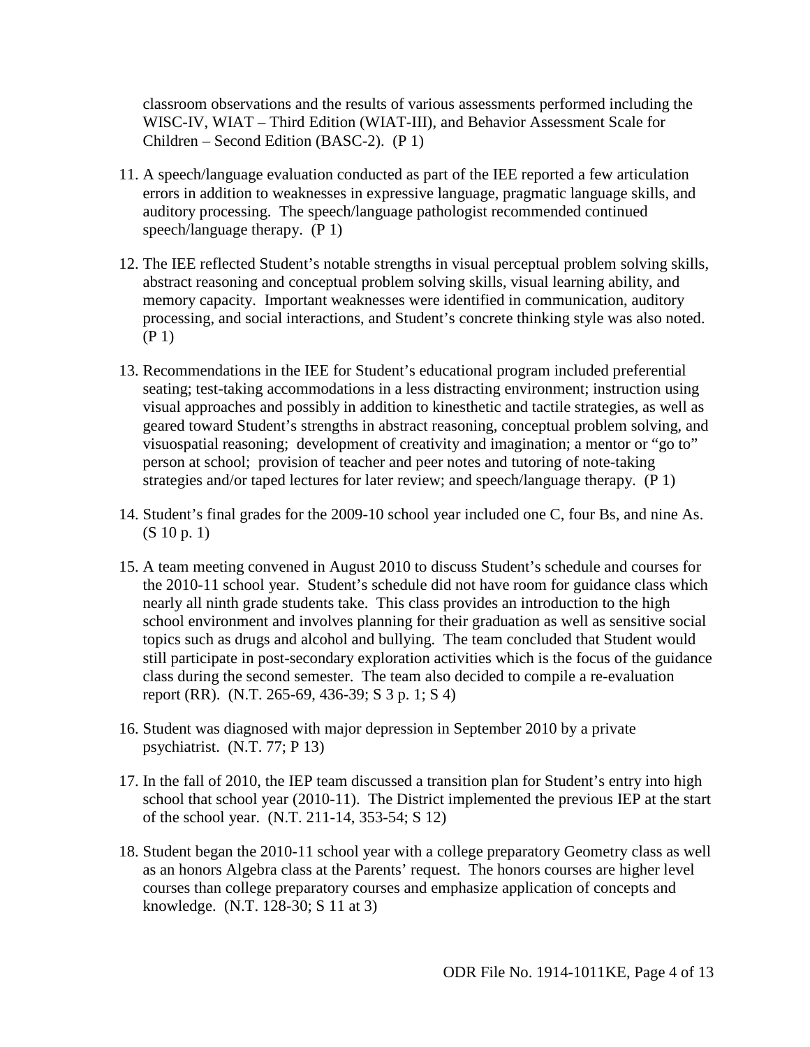classroom observations and the results of various assessments performed including the WISC-IV, WIAT – Third Edition (WIAT-III), and Behavior Assessment Scale for Children – Second Edition (BASC-2). (P 1)

11. A speech/language evaluation conducted as part of the IEE reported a few articulation errors in addition to weaknesses in expressive language, pragmatic language skills, and auditory processing. The speech/language pathologist recommended continued speech/language therapy. (P 1)

12. The IEE reflected Student's notable strengths in visual perceptual problem solving skills, abstract reasoning and conceptual problem solving skills, visual learning ability, and memory capacity. Important weaknesses were identified in communication, auditory processing, and social interactions, and Student's concrete thinking style was also noted. (P 1)

13. Recommendations in the IEE for Student's educational program included preferential seating; test-taking accommodations in a less distracting environment; instruction using visual approaches and possibly in addition to kinesthetic and tactile strategies, as well as geared toward Student's strengths in abstract reasoning, conceptual problem solving, and visuospatial reasoning; development of creativity and imagination; a mentor or "go to" person at school; provision of teacher and peer notes and tutoring of note-taking strategies and/or taped lectures for later review; and speech/language therapy. (P 1)

14. Student's final grades for the 2009-10 school year included one C, four Bs, and nine As. (S 10 p. 1)

15. A team meeting convened in August 2010 to discuss Student's schedule and courses for the 2010-11 school year. Student's schedule did not have room for guidance class which nearly all ninth grade students take. This class provides an introduction to the high school environment and involves planning for their graduation as well as sensitive social topics such as drugs and alcohol and bullying. The team concluded that Student would still participate in post-secondary exploration activities which is the focus of the guidance class during the second semester. The team also decided to compile a re-evaluation report (RR). (N.T. 265-69, 436-39; S 3 p. 1; S 4)

16. Student was diagnosed with major depression in September 2010 by a private psychiatrist. (N.T. 77; P 13)

17. In the fall of 2010, the IEP team discussed a transition plan for Student's entry into high school that school year (2010-11). The District implemented the previous IEP at the start of the school year. (N.T. 211-14, 353-54; S 12)

18. Student began the 2010-11 school year with a college preparatory Geometry class as well as an honors Algebra class at the Parents' request. The honors courses are higher level courses than college preparatory courses and emphasize application of concepts and knowledge. (N.T. 128-30; S 11 at 3)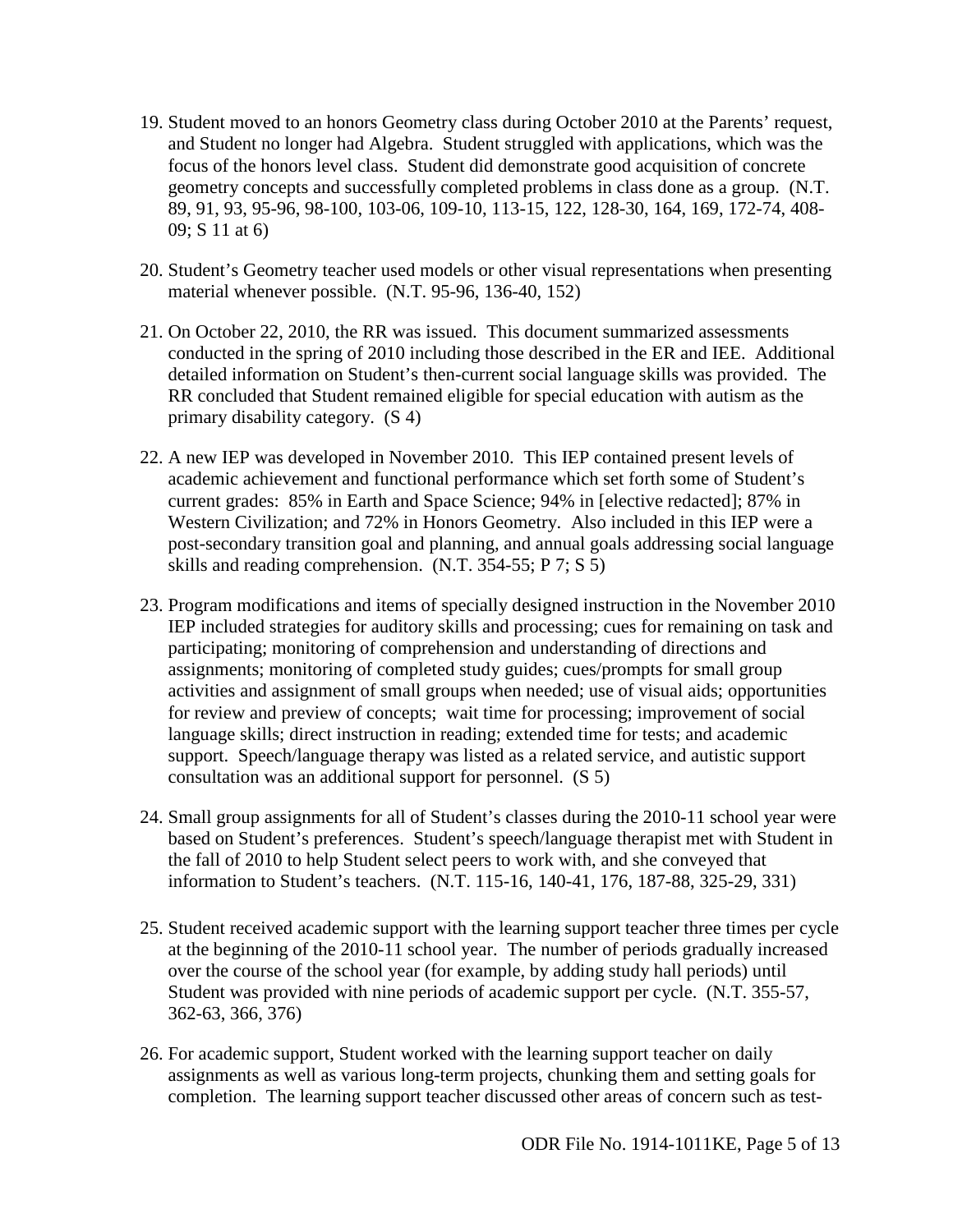19. Student moved to an honors Geometry class during October 2010 at the Parents' request, and Student no longer had Algebra. Student struggled with applications, which was the focus of the honors level class. Student did demonstrate good acquisition of concrete geometry concepts and successfully completed problems in class done as a group. (N.T. 89, 91, 93, 95-96, 98-100, 103-06, 109-10, 113-15, 122, 128-30, 164, 169, 172-74, 408-09; S 11 at 6)

20. Student's Geometry teacher used models or other visual representations when presenting material whenever possible. (N.T. 95-96, 136-40, 152)

21. On October 22, 2010, the RR was issued. This document summarized assessments conducted in the spring of 2010 including those described in the ER and IEE. Additional detailed information on Student's then-current social language skills was provided. The RR concluded that Student remained eligible for special education with autism as the primary disability category. (S 4)

22. A new IEP was developed in November 2010. This IEP contained present levels of academic achievement and functional performance which set forth some of Student's current grades: 85% in Earth and Space Science; 94% in [elective redacted]; 87% in Western Civilization; and 72% in Honors Geometry. Also included in this IEP were a post-secondary transition goal and planning, and annual goals addressing social language skills and reading comprehension. (N.T. 354-55; P 7; S 5)

23. Program modifications and items of specially designed instruction in the November 2010 IEP included strategies for auditory skills and processing; cues for remaining on task and participating; monitoring of comprehension and understanding of directions and assignments; monitoring of completed study guides; cues/prompts for small group activities and assignment of small groups when needed; use of visual aids; opportunities for review and preview of concepts; wait time for processing; improvement of social language skills; direct instruction in reading; extended time for tests; and academic support. Speech/language therapy was listed as a related service, and autistic support consultation was an additional support for personnel. (S 5)

24. Small group assignments for all of Student's classes during the 2010-11 school year were based on Student's preferences. Student's speech/language therapist met with Student in the fall of 2010 to help Student select peers to work with, and she conveyed that information to Student's teachers. (N.T. 115-16, 140-41, 176, 187-88, 325-29, 331)

25. Student received academic support with the learning support teacher three times per cycle at the beginning of the 2010-11 school year. The number of periods gradually increased over the course of the school year (for example, by adding study hall periods) until Student was provided with nine periods of academic support per cycle. (N.T. 355-57, 362-63, 366, 376)

26. For academic support, Student worked with the learning support teacher on daily assignments as well as various long-term projects, chunking them and setting goals for completion. The learning support teacher discussed other areas of concern such as test-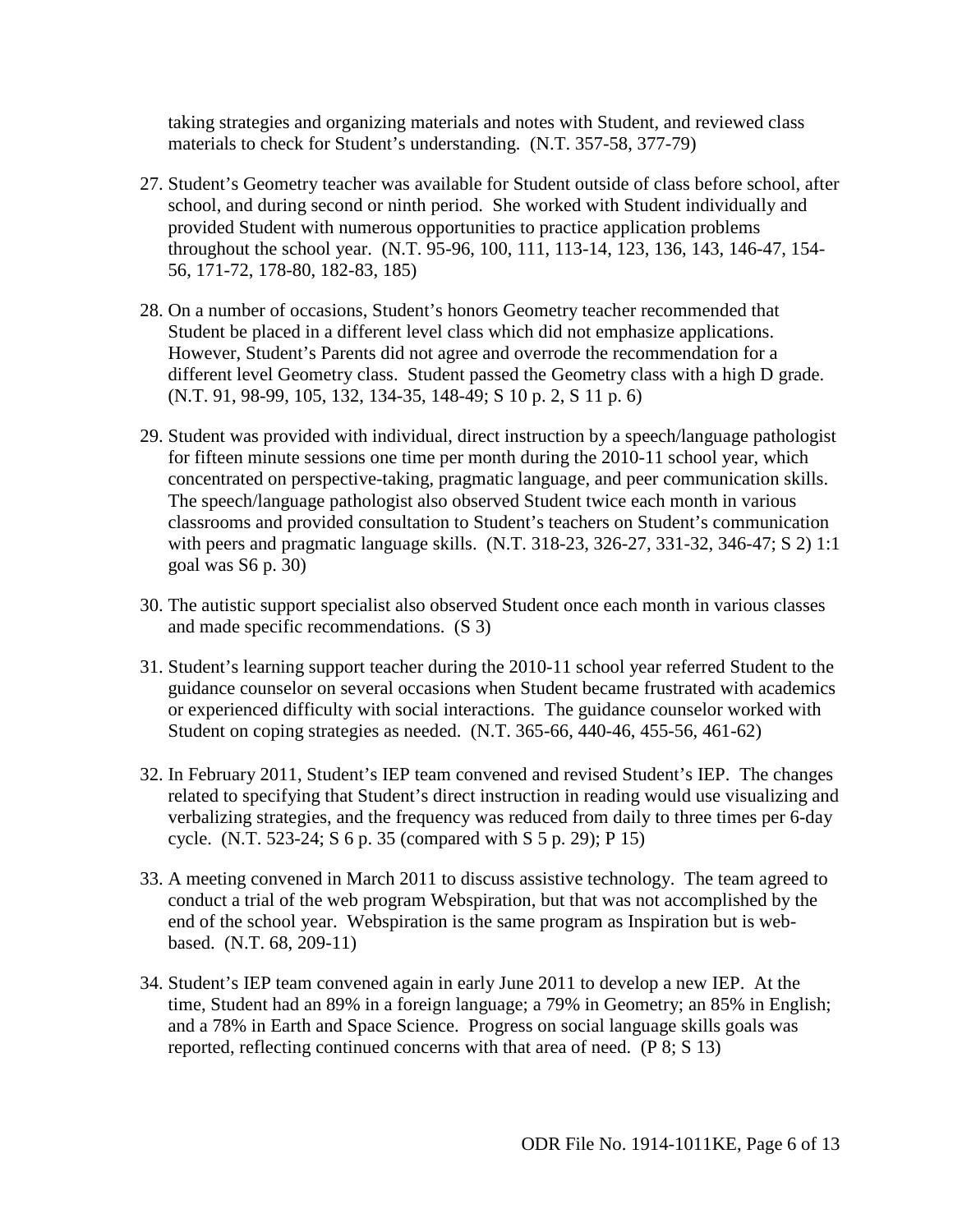taking strategies and organizing materials and notes with Student, and reviewed class materials to check for Student's understanding. (N.T. 357-58, 377-79)

27. Student's Geometry teacher was available for Student outside of class before school, after school, and during second or ninth period. She worked with Student individually and provided Student with numerous opportunities to practice application problems throughout the school year. (N.T. 95-96, 100, 111, 113-14, 123, 136, 143, 146-47, 154-56, 171-72, 178-80, 182-83, 185)

28. On a number of occasions, Student's honors Geometry teacher recommended that Student be placed in a different level class which did not emphasize applications. However, Student's Parents did not agree and overrode the recommendation for a different level Geometry class. Student passed the Geometry class with a high D grade. (N.T. 91, 98-99, 105, 132, 134-35, 148-49; S 10 p. 2, S 11 p. 6)

29. Student was provided with individual, direct instruction by a speech/language pathologist for fifteen minute sessions one time per month during the 2010-11 school year, which concentrated on perspective-taking, pragmatic language, and peer communication skills. The speech/language pathologist also observed Student twice each month in various classrooms and provided consultation to Student's teachers on Student's communication with peers and pragmatic language skills. (N.T. 318-23, 326-27, 331-32, 346-47; S 2) 1:1 goal was S6 p. 30)

30. The autistic support specialist also observed Student once each month in various classes and made specific recommendations. (S 3)

31. Student's learning support teacher during the 2010-11 school year referred Student to the guidance counselor on several occasions when Student became frustrated with academics or experienced difficulty with social interactions. The guidance counselor worked with Student on coping strategies as needed. (N.T. 365-66, 440-46, 455-56, 461-62)

32. In February 2011, Student's IEP team convened and revised Student's IEP. The changes related to specifying that Student's direct instruction in reading would use visualizing and verbalizing strategies, and the frequency was reduced from daily to three times per 6-day cycle. (N.T. 523-24; S 6 p. 35 (compared with S 5 p. 29); P 15)

33. A meeting convened in March 2011 to discuss assistive technology. The team agreed to conduct a trial of the web program Webspiration, but that was not accomplished by the end of the school year. Webspiration is the same program as Inspiration but is web-based. (N.T. 68, 209-11)

34. Student's IEP team convened again in early June 2011 to develop a new IEP. At the time, Student had an 89% in a foreign language; a 79% in Geometry; an 85% in English; and a 78% in Earth and Space Science. Progress on social language skills goals was reported, reflecting continued concerns with that area of need. (P 8; S 13)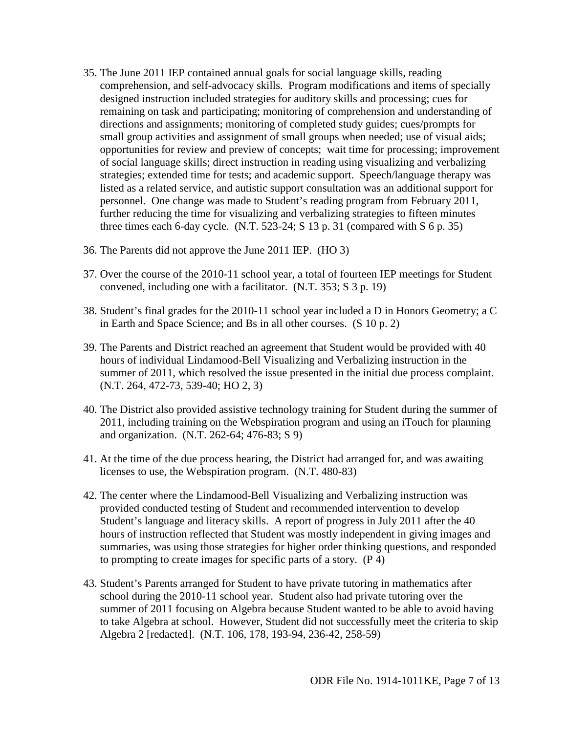35. The June 2011 IEP contained annual goals for social language skills, reading comprehension, and self-advocacy skills. Program modifications and items of specially designed instruction included strategies for auditory skills and processing; cues for remaining on task and participating; monitoring of comprehension and understanding of directions and assignments; monitoring of completed study guides; cues/prompts for small group activities and assignment of small groups when needed; use of visual aids; opportunities for review and preview of concepts; wait time for processing; improvement of social language skills; direct instruction in reading using visualizing and verbalizing strategies; extended time for tests; and academic support. Speech/language therapy was listed as a related service, and autistic support consultation was an additional support for personnel. One change was made to Student's reading program from February 2011, further reducing the time for visualizing and verbalizing strategies to fifteen minutes three times each 6-day cycle. (N.T. 523-24; S 13 p. 31 (compared with S 6 p. 35)

36. The Parents did not approve the June 2011 IEP. (HO 3)

37. Over the course of the 2010-11 school year, a total of fourteen IEP meetings for Student convened, including one with a facilitator. (N.T. 353; S 3 p. 19)

38. Student's final grades for the 2010-11 school year included a D in Honors Geometry; a C in Earth and Space Science; and Bs in all other courses. (S 10 p. 2)

39. The Parents and District reached an agreement that Student would be provided with 40 hours of individual Lindamood-Bell Visualizing and Verbalizing instruction in the summer of 2011, which resolved the issue presented in the initial due process complaint. (N.T. 264, 472-73, 539-40; HO 2, 3)

40. The District also provided assistive technology training for Student during the summer of 2011, including training on the Webspiration program and using an iTouch for planning and organization. (N.T. 262-64; 476-83; S 9)

41. At the time of the due process hearing, the District had arranged for, and was awaiting licenses to use, the Webspiration program. (N.T. 480-83)

42. The center where the Lindamood-Bell Visualizing and Verbalizing instruction was provided conducted testing of Student and recommended intervention to develop Student's language and literacy skills. A report of progress in July 2011 after the 40 hours of instruction reflected that Student was mostly independent in giving images and summaries, was using those strategies for higher order thinking questions, and responded to prompting to create images for specific parts of a story. (P 4)

43. Student's Parents arranged for Student to have private tutoring in mathematics after school during the 2010-11 school year. Student also had private tutoring over the summer of 2011 focusing on Algebra because Student wanted to be able to avoid having to take Algebra at school. However, Student did not successfully meet the criteria to skip Algebra 2 [redacted]. (N.T. 106, 178, 193-94, 236-42, 258-59)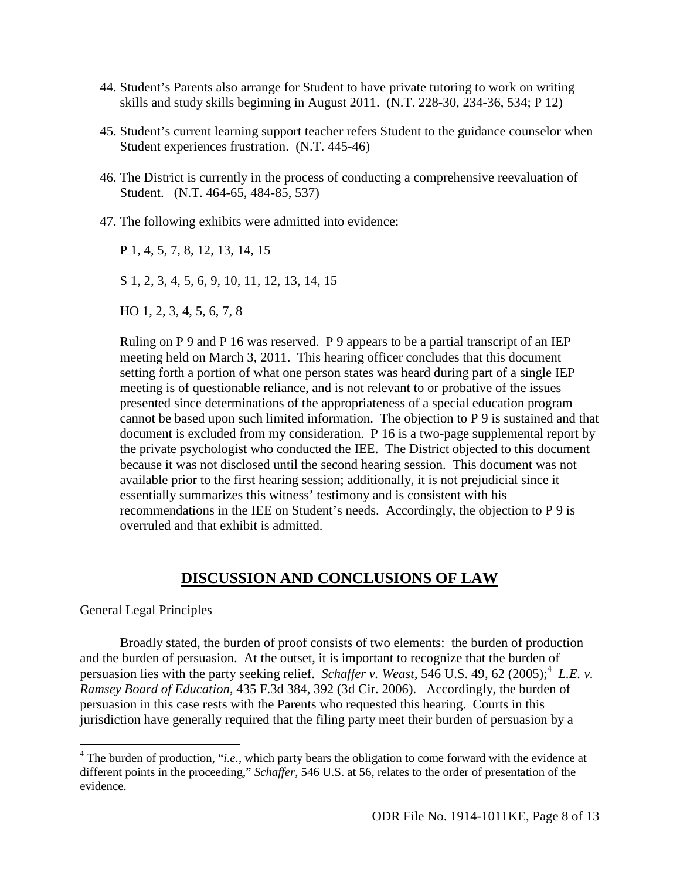44. Student's Parents also arrange for Student to have private tutoring to work on writing skills and study skills beginning in August 2011. (N.T. 228-30, 234-36, 534; P 12)

45. Student's current learning support teacher refers Student to the guidance counselor when Student experiences frustration. (N.T. 445-46)

46. The District is currently in the process of conducting a comprehensive reevaluation of Student. (N.T. 464-65, 484-85, 537)

47. The following exhibits were admitted into evidence:

    P 1, 4, 5, 7, 8, 12, 13, 14, 15

    S 1, 2, 3, 4, 5, 6, 9, 10, 11, 12, 13, 14, 15

    HO 1, 2, 3, 4, 5, 6, 7, 8

    Ruling on P 9 and P 16 was reserved. P 9 appears to be a partial transcript of an IEP meeting held on March 3, 2011. This hearing officer concludes that this document setting forth a portion of what one person states was heard during part of a single IEP meeting is of questionable reliance, and is not relevant to or probative of the issues presented since determinations of the appropriateness of a special education program cannot be based upon such limited information. The objection to P 9 is sustained and that document is <u>excluded</u> from my consideration. P 16 is a two-page supplemental report by the private psychologist who conducted the IEE. The District objected to this document because it was not disclosed until the second hearing session. This document was not available prior to the first hearing session; additionally, it is not prejudicial since it essentially summarizes this witness' testimony and is consistent with his recommendations in the IEE on Student's needs. Accordingly, the objection to P 9 is overruled and that exhibit is <u>admitted</u>.

## DISCUSSION AND CONCLUSIONS OF LAW

<u>General Legal Principles</u>

Broadly stated, the burden of proof consists of two elements: the burden of production and the burden of persuasion. At the outset, it is important to recognize that the burden of persuasion lies with the party seeking relief. *Schaffer v. Weast*, 546 U.S. 49, 62 (2005);[4] *L.E. v. Ramsey Board of Education*, 435 F.3d 384, 392 (3d Cir. 2006). Accordingly, the burden of persuasion in this case rests with the Parents who requested this hearing. Courts in this jurisdiction have generally required that the filing party meet their burden of persuasion by a

[4] The burden of production, "*i.e.*, which party bears the obligation to come forward with the evidence at different points in the proceeding," *Schaffer*, 546 U.S. at 56, relates to the order of presentation of the evidence.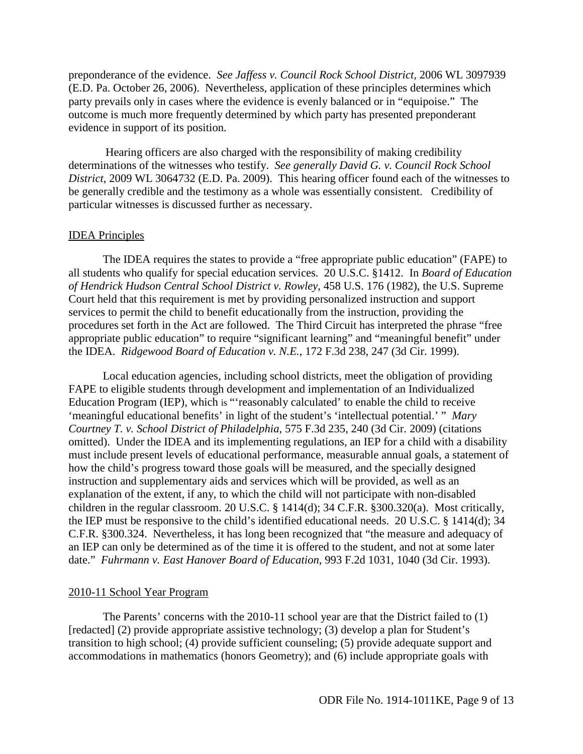preponderance of the evidence. *See Jaffess v. Council Rock School District*, 2006 WL 3097939 (E.D. Pa. October 26, 2006). Nevertheless, application of these principles determines which party prevails only in cases where the evidence is evenly balanced or in "equipoise." The outcome is much more frequently determined by which party has presented preponderant evidence in support of its position.

Hearing officers are also charged with the responsibility of making credibility determinations of the witnesses who testify. *See generally David G. v. Council Rock School District*, 2009 WL 3064732 (E.D. Pa. 2009). This hearing officer found each of the witnesses to be generally credible and the testimony as a whole was essentially consistent. Credibility of particular witnesses is discussed further as necessary.

## IDEA Principles

The IDEA requires the states to provide a "free appropriate public education" (FAPE) to all students who qualify for special education services. 20 U.S.C. §1412. In *Board of Education of Hendrick Hudson Central School District v. Rowley*, 458 U.S. 176 (1982), the U.S. Supreme Court held that this requirement is met by providing personalized instruction and support services to permit the child to benefit educationally from the instruction, providing the procedures set forth in the Act are followed. The Third Circuit has interpreted the phrase "free appropriate public education" to require "significant learning" and "meaningful benefit" under the IDEA. *Ridgewood Board of Education v. N.E.*, 172 F.3d 238, 247 (3d Cir. 1999).

Local education agencies, including school districts, meet the obligation of providing FAPE to eligible students through development and implementation of an Individualized Education Program (IEP), which is "'reasonably calculated' to enable the child to receive 'meaningful educational benefits' in light of the student's 'intellectual potential.' " *Mary Courtney T. v. School District of Philadelphia*, 575 F.3d 235, 240 (3d Cir. 2009) (citations omitted). Under the IDEA and its implementing regulations, an IEP for a child with a disability must include present levels of educational performance, measurable annual goals, a statement of how the child's progress toward those goals will be measured, and the specially designed instruction and supplementary aids and services which will be provided, as well as an explanation of the extent, if any, to which the child will not participate with non-disabled children in the regular classroom. 20 U.S.C. § 1414(d); 34 C.F.R. §300.320(a). Most critically, the IEP must be responsive to the child's identified educational needs. 20 U.S.C. § 1414(d); 34 C.F.R. §300.324. Nevertheless, it has long been recognized that "the measure and adequacy of an IEP can only be determined as of the time it is offered to the student, and not at some later date." *Fuhrmann v. East Hanover Board of Education*, 993 F.2d 1031, 1040 (3d Cir. 1993).

## 2010-11 School Year Program

The Parents' concerns with the 2010-11 school year are that the District failed to (1) [redacted] (2) provide appropriate assistive technology; (3) develop a plan for Student's transition to high school; (4) provide sufficient counseling; (5) provide adequate support and accommodations in mathematics (honors Geometry); and (6) include appropriate goals with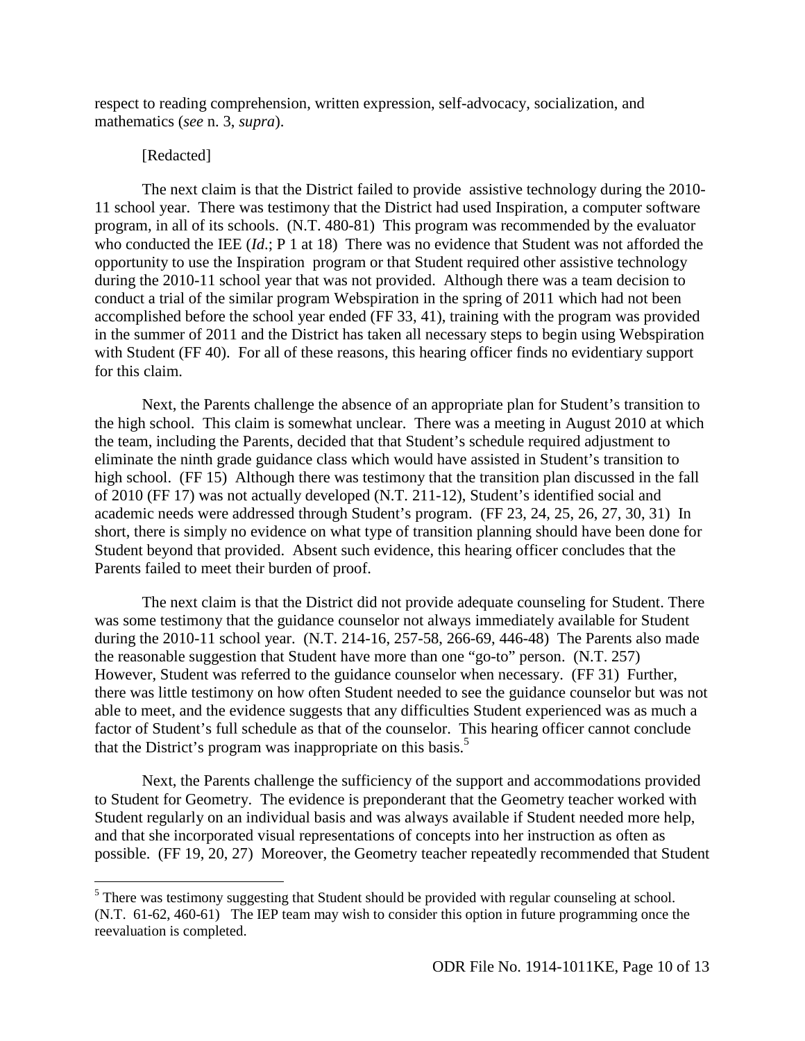respect to reading comprehension, written expression, self-advocacy, socialization, and mathematics (*see* n. 3, *supra*).

[Redacted]

The next claim is that the District failed to provide assistive technology during the 2010-11 school year. There was testimony that the District had used Inspiration, a computer software program, in all of its schools. (N.T. 480-81) This program was recommended by the evaluator who conducted the IEE (*Id*.; P 1 at 18) There was no evidence that Student was not afforded the opportunity to use the Inspiration program or that Student required other assistive technology during the 2010-11 school year that was not provided. Although there was a team decision to conduct a trial of the similar program Webspiration in the spring of 2011 which had not been accomplished before the school year ended (FF 33, 41), training with the program was provided in the summer of 2011 and the District has taken all necessary steps to begin using Webspiration with Student (FF 40). For all of these reasons, this hearing officer finds no evidentiary support for this claim.

Next, the Parents challenge the absence of an appropriate plan for Student's transition to the high school. This claim is somewhat unclear. There was a meeting in August 2010 at which the team, including the Parents, decided that that Student's schedule required adjustment to eliminate the ninth grade guidance class which would have assisted in Student's transition to high school. (FF 15) Although there was testimony that the transition plan discussed in the fall of 2010 (FF 17) was not actually developed (N.T. 211-12), Student's identified social and academic needs were addressed through Student's program. (FF 23, 24, 25, 26, 27, 30, 31) In short, there is simply no evidence on what type of transition planning should have been done for Student beyond that provided. Absent such evidence, this hearing officer concludes that the Parents failed to meet their burden of proof.

The next claim is that the District did not provide adequate counseling for Student. There was some testimony that the guidance counselor not always immediately available for Student during the 2010-11 school year. (N.T. 214-16, 257-58, 266-69, 446-48) The Parents also made the reasonable suggestion that Student have more than one "go-to" person. (N.T. 257) However, Student was referred to the guidance counselor when necessary. (FF 31) Further, there was little testimony on how often Student needed to see the guidance counselor but was not able to meet, and the evidence suggests that any difficulties Student experienced was as much a factor of Student's full schedule as that of the counselor. This hearing officer cannot conclude that the District's program was inappropriate on this basis.[5]

Next, the Parents challenge the sufficiency of the support and accommodations provided to Student for Geometry. The evidence is preponderant that the Geometry teacher worked with Student regularly on an individual basis and was always available if Student needed more help, and that she incorporated visual representations of concepts into her instruction as often as possible. (FF 19, 20, 27) Moreover, the Geometry teacher repeatedly recommended that Student

[5] There was testimony suggesting that Student should be provided with regular counseling at school. (N.T. 61-62, 460-61) The IEP team may wish to consider this option in future programming once the reevaluation is completed.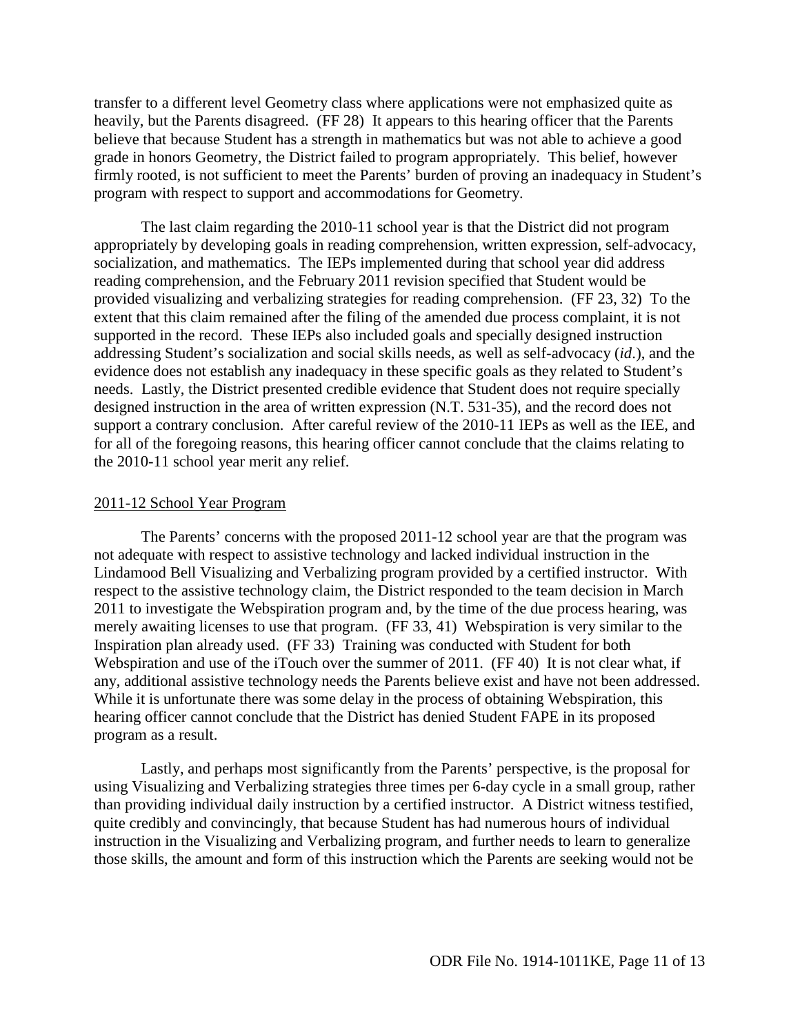transfer to a different level Geometry class where applications were not emphasized quite as heavily, but the Parents disagreed. (FF 28) It appears to this hearing officer that the Parents believe that because Student has a strength in mathematics but was not able to achieve a good grade in honors Geometry, the District failed to program appropriately. This belief, however firmly rooted, is not sufficient to meet the Parents' burden of proving an inadequacy in Student's program with respect to support and accommodations for Geometry.

The last claim regarding the 2010-11 school year is that the District did not program appropriately by developing goals in reading comprehension, written expression, self-advocacy, socialization, and mathematics. The IEPs implemented during that school year did address reading comprehension, and the February 2011 revision specified that Student would be provided visualizing and verbalizing strategies for reading comprehension. (FF 23, 32) To the extent that this claim remained after the filing of the amended due process complaint, it is not supported in the record. These IEPs also included goals and specially designed instruction addressing Student's socialization and social skills needs, as well as self-advocacy (*id*.), and the evidence does not establish any inadequacy in these specific goals as they related to Student's needs. Lastly, the District presented credible evidence that Student does not require specially designed instruction in the area of written expression (N.T. 531-35), and the record does not support a contrary conclusion. After careful review of the 2010-11 IEPs as well as the IEE, and for all of the foregoing reasons, this hearing officer cannot conclude that the claims relating to the 2010-11 school year merit any relief.

<u>2011-12 School Year Program</u>

The Parents' concerns with the proposed 2011-12 school year are that the program was not adequate with respect to assistive technology and lacked individual instruction in the Lindamood Bell Visualizing and Verbalizing program provided by a certified instructor. With respect to the assistive technology claim, the District responded to the team decision in March 2011 to investigate the Webspiration program and, by the time of the due process hearing, was merely awaiting licenses to use that program. (FF 33, 41) Webspiration is very similar to the Inspiration plan already used. (FF 33) Training was conducted with Student for both Webspiration and use of the iTouch over the summer of 2011. (FF 40) It is not clear what, if any, additional assistive technology needs the Parents believe exist and have not been addressed. While it is unfortunate there was some delay in the process of obtaining Webspiration, this hearing officer cannot conclude that the District has denied Student FAPE in its proposed program as a result.

Lastly, and perhaps most significantly from the Parents' perspective, is the proposal for using Visualizing and Verbalizing strategies three times per 6-day cycle in a small group, rather than providing individual daily instruction by a certified instructor. A District witness testified, quite credibly and convincingly, that because Student has had numerous hours of individual instruction in the Visualizing and Verbalizing program, and further needs to learn to generalize those skills, the amount and form of this instruction which the Parents are seeking would not be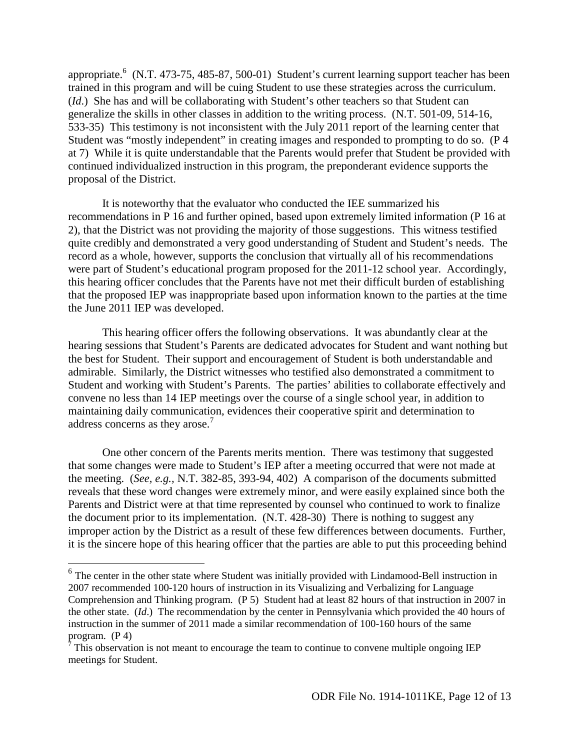appropriate.[6] (N.T. 473-75, 485-87, 500-01) Student's current learning support teacher has been trained in this program and will be cuing Student to use these strategies across the curriculum. (*Id*.) She has and will be collaborating with Student's other teachers so that Student can generalize the skills in other classes in addition to the writing process. (N.T. 501-09, 514-16, 533-35) This testimony is not inconsistent with the July 2011 report of the learning center that Student was "mostly independent" in creating images and responded to prompting to do so. (P 4 at 7) While it is quite understandable that the Parents would prefer that Student be provided with continued individualized instruction in this program, the preponderant evidence supports the proposal of the District.

It is noteworthy that the evaluator who conducted the IEE summarized his recommendations in P 16 and further opined, based upon extremely limited information (P 16 at 2), that the District was not providing the majority of those suggestions. This witness testified quite credibly and demonstrated a very good understanding of Student and Student's needs. The record as a whole, however, supports the conclusion that virtually all of his recommendations were part of Student's educational program proposed for the 2011-12 school year. Accordingly, this hearing officer concludes that the Parents have not met their difficult burden of establishing that the proposed IEP was inappropriate based upon information known to the parties at the time the June 2011 IEP was developed.

This hearing officer offers the following observations. It was abundantly clear at the hearing sessions that Student's Parents are dedicated advocates for Student and want nothing but the best for Student. Their support and encouragement of Student is both understandable and admirable. Similarly, the District witnesses who testified also demonstrated a commitment to Student and working with Student's Parents. The parties' abilities to collaborate effectively and convene no less than 14 IEP meetings over the course of a single school year, in addition to maintaining daily communication, evidences their cooperative spirit and determination to address concerns as they arose.[7]

One other concern of the Parents merits mention. There was testimony that suggested that some changes were made to Student's IEP after a meeting occurred that were not made at the meeting. (*See, e.g.,* N.T. 382-85, 393-94, 402) A comparison of the documents submitted reveals that these word changes were extremely minor, and were easily explained since both the Parents and District were at that time represented by counsel who continued to work to finalize the document prior to its implementation. (N.T. 428-30) There is nothing to suggest any improper action by the District as a result of these few differences between documents. Further, it is the sincere hope of this hearing officer that the parties are able to put this proceeding behind

---

[6] The center in the other state where Student was initially provided with Lindamood-Bell instruction in 2007 recommended 100-120 hours of instruction in its Visualizing and Verbalizing for Language Comprehension and Thinking program. (P 5) Student had at least 82 hours of that instruction in 2007 in the other state. (*Id*.) The recommendation by the center in Pennsylvania which provided the 40 hours of instruction in the summer of 2011 made a similar recommendation of 100-160 hours of the same program. (P 4)

[7] This observation is not meant to encourage the team to continue to convene multiple ongoing IEP meetings for Student.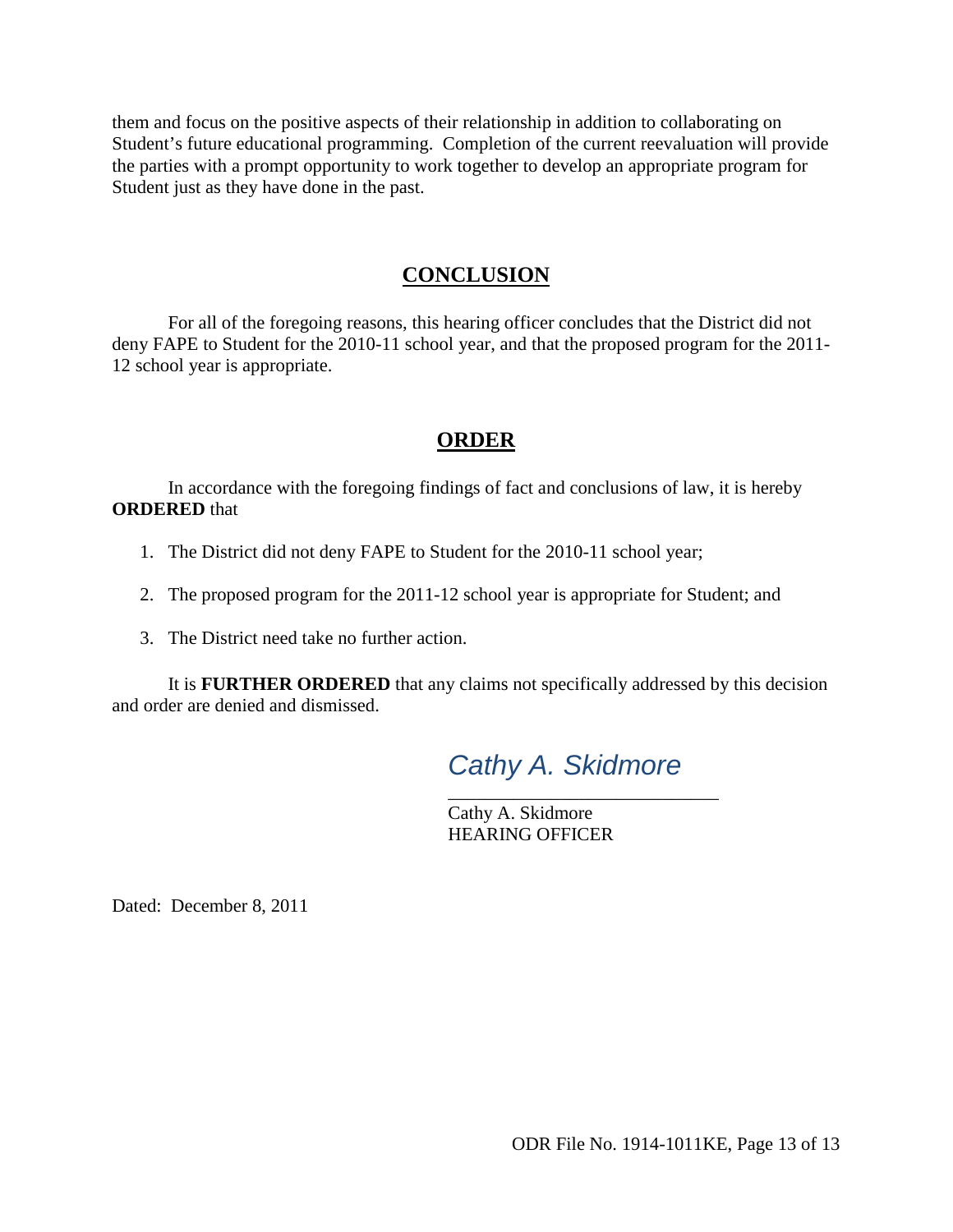them and focus on the positive aspects of their relationship in addition to collaborating on Student's future educational programming. Completion of the current reevaluation will provide the parties with a prompt opportunity to work together to develop an appropriate program for Student just as they have done in the past.

## CONCLUSION

For all of the foregoing reasons, this hearing officer concludes that the District did not deny FAPE to Student for the 2010-11 school year, and that the proposed program for the 2011-12 school year is appropriate.

## ORDER

In accordance with the foregoing findings of fact and conclusions of law, it is hereby **ORDERED** that

1. The District did not deny FAPE to Student for the 2010-11 school year;
2. The proposed program for the 2011-12 school year is appropriate for Student; and
3. The District need take no further action.

It is **FURTHER ORDERED** that any claims not specifically addressed by this decision and order are denied and dismissed.

*Cathy A. Skidmore*

Cathy A. Skidmore
HEARING OFFICER

Dated: December 8, 2011